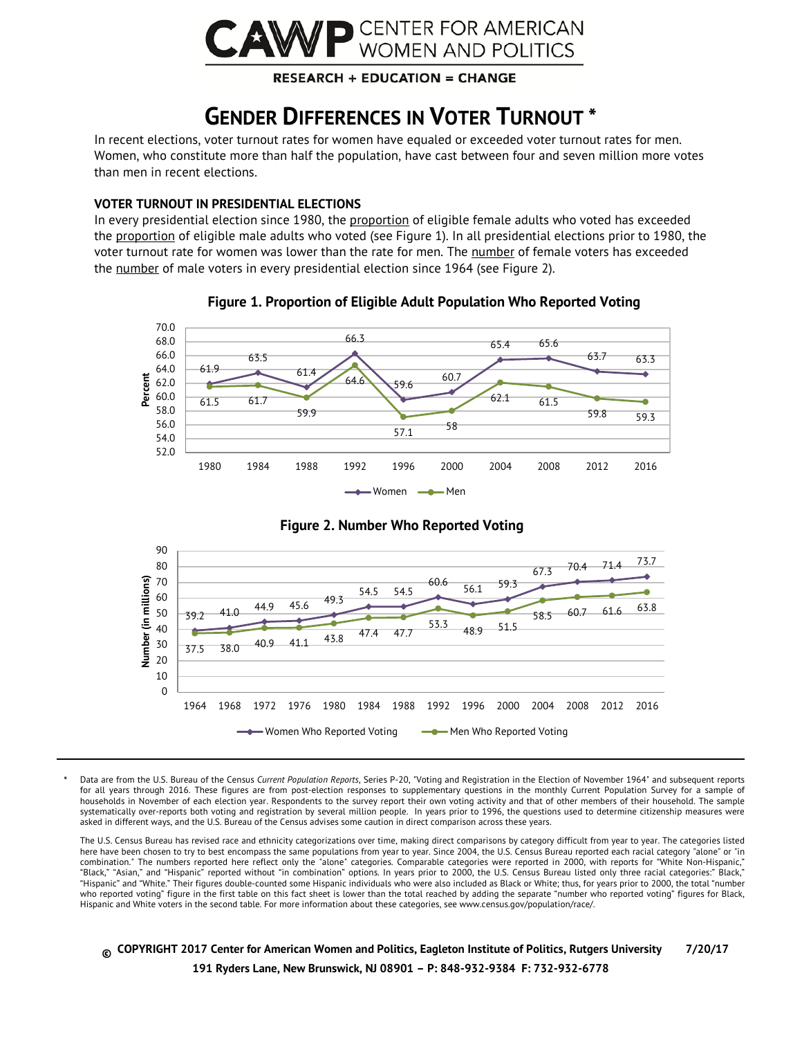# CAWP CENTER FOR AMERICAN WOMEN AND POLITICS

**RESEARCH + EDUCATION = CHANGE**

# GENDER DIFFERENCES IN VOTER TURNOUT *

In recent elections, voter turnout rates for women have equaled or exceeded voter turnout rates for men. Women, who constitute more than half the population, have cast between four and seven million more votes than men in recent elections.

### VOTER TURNOUT IN PRESIDENTIAL ELECTIONS

In every presidential election since 1980, the proportion of eligible female adults who voted has exceeded the proportion of eligible male adults who voted (see Figure 1). In all presidential elections prior to 1980, the voter turnout rate for women was lower than the rate for men. The number of female voters has exceeded the number of male voters in every presidential election since 1964 (see Figure 2).

**Figure 1. Proportion of Eligible Adult Population Who Reported Voting**

| Year | Women | Men |
|---|---|---|
| 1980 | 61.9 | 61.5 |
| 1984 | 63.5 | 61.7 |
| 1988 | 61.4 | 59.9 |
| 1992 | 66.3 | 64.6 |
| 1996 | 59.6 | 57.1 |
| 2000 | 60.7 | 58 |
| 2004 | 65.4 | 62.1 |
| 2008 | 65.6 | 61.5 |
| 2012 | 63.7 | 59.8 |
| 2016 | 63.3 | 59.3 |

**Figure 2. Number Who Reported Voting**

| Year | Women Who Reported Voting | Men Who Reported Voting |
|---|---|---|
| 1964 | 39.2 | 37.5 |
| 1968 | 41.0 | 38.0 |
| 1972 | 44.9 | 40.9 |
| 1976 | 45.6 | 41.1 |
| 1980 | 49.3 | 43.8 |
| 1984 | 54.5 | 47.4 |
| 1988 | 54.5 | 47.7 |
| 1992 | 60.6 | 53.3 |
| 1996 | 56.1 | 48.9 |
| 2000 | 59.3 | 51.5 |
| 2004 | 67.3 | 58.5 |
| 2008 | 70.4 | 60.7 |
| 2012 | 71.4 | 61.6 |
| 2016 | 73.7 | 63.8 |

---

\* Data are from the U.S. Bureau of the Census *Current Population Reports*, Series P-20, "Voting and Registration in the Election of November 1964" and subsequent reports for all years through 2016. These figures are from post-election responses to supplementary questions in the monthly Current Population Survey for a sample of households in November of each election year. Respondents to the survey report their own voting activity and that of other members of their household. The sample systematically over-reports both voting and registration by several million people. In years prior to 1996, the questions used to determine citizenship measures were asked in different ways, and the U.S. Bureau of the Census advises some caution in direct comparison across these years.

The U.S. Census Bureau has revised race and ethnicity categorizations over time, making direct comparisons by category difficult from year to year. The categories listed here have been chosen to try to best encompass the same populations from year to year. Since 2004, the U.S. Census Bureau reported each racial category "alone" or "in combination." The numbers reported here reflect only the "alone" categories. Comparable categories were reported in 2000, with reports for "White Non-Hispanic," "Black," "Asian," and "Hispanic" reported without "in combination" options. In years prior to 2000, the U.S. Census Bureau listed only three racial categories:" Black," "Hispanic" and "White." Their figures double-counted some Hispanic individuals who were also included as Black or White; thus, for years prior to 2000, the total "number who reported voting" figure in the first table on this fact sheet is lower than the total reached by adding the separate "number who reported voting" figures for Black, Hispanic and White voters in the second table. For more information about these categories, see www.census.gov/population/race/.

© COPYRIGHT 2017 Center for American Women and Politics, Eagleton Institute of Politics, Rutgers University 7/20/17
191 Ryders Lane, New Brunswick, NJ 08901 – P: 848-932-9384 F: 732-932-6778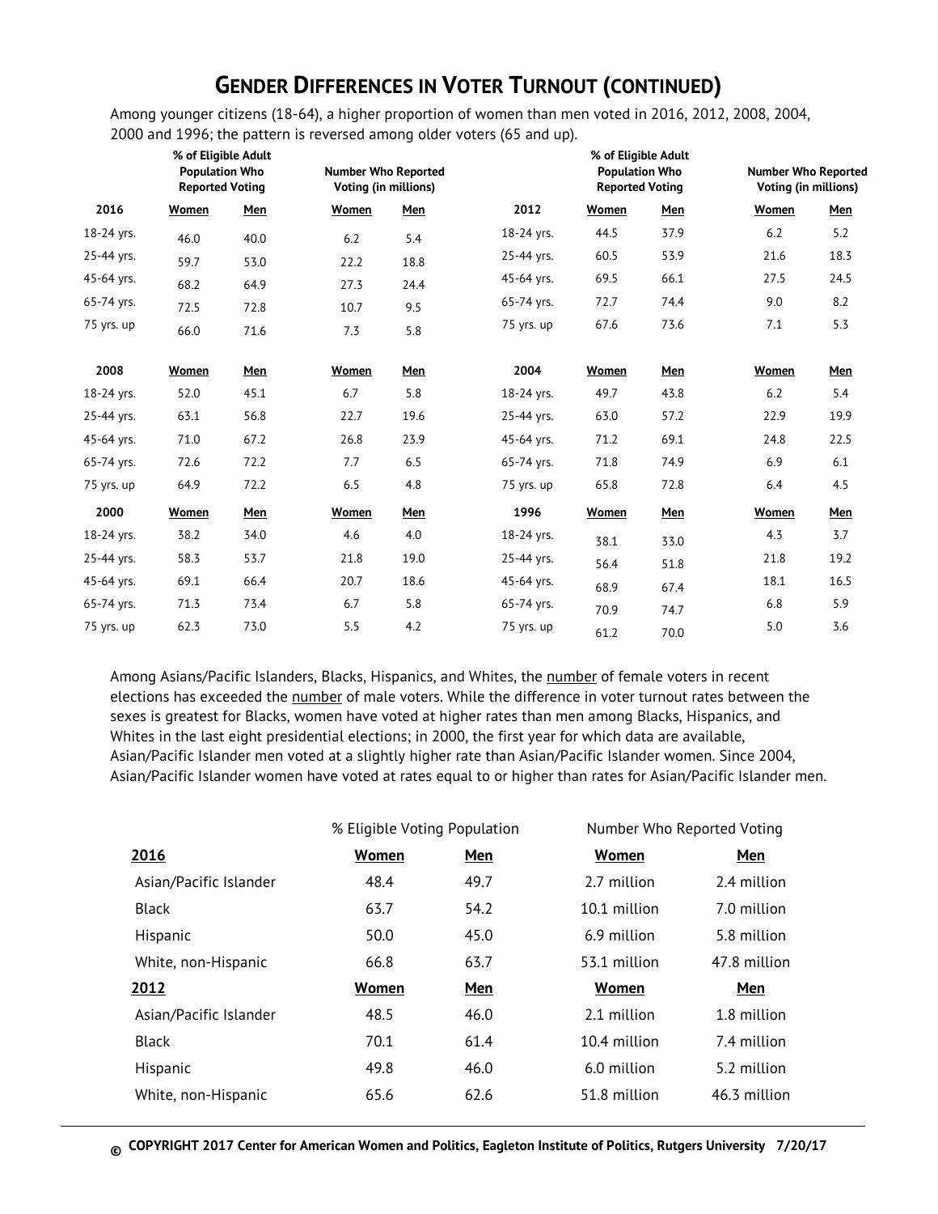## GENDER DIFFERENCES IN VOTER TURNOUT (CONTINUED)

Among younger citizens (18-64), a higher proportion of women than men voted in 2016, 2012, 2008, 2004, 2000 and 1996; the pattern is reversed among older voters (65 and up).

| | % of Eligible Adult Population Who Reported Voting | | Number Who Reported Voting (in millions) | | | % of Eligible Adult Population Who Reported Voting | | Number Who Reported Voting (in millions) | |
|---|---|---|---|---|---|---|---|---|---|
| **2016** | **Women** | **Men** | **Women** | **Men** | **2012** | **Women** | **Men** | **Women** | **Men** |
| 18-24 yrs. | 46.0 | 40.0 | 6.2 | 5.4 | 18-24 yrs. | 44.5 | 37.9 | 6.2 | 5.2 |
| 25-44 yrs. | 59.7 | 53.0 | 22.2 | 18.8 | 25-44 yrs. | 60.5 | 53.9 | 21.6 | 18.3 |
| 45-64 yrs. | 68.2 | 64.9 | 27.3 | 24.4 | 45-64 yrs. | 69.5 | 66.1 | 27.5 | 24.5 |
| 65-74 yrs. | 72.5 | 72.8 | 10.7 | 9.5 | 65-74 yrs. | 72.7 | 74.4 | 9.0 | 8.2 |
| 75 yrs. up | 66.0 | 71.6 | 7.3 | 5.8 | 75 yrs. up | 67.6 | 73.6 | 7.1 | 5.3 |
| **2008** | **Women** | **Men** | **Women** | **Men** | **2004** | **Women** | **Men** | **Women** | **Men** |
| 18-24 yrs. | 52.0 | 45.1 | 6.7 | 5.8 | 18-24 yrs. | 49.7 | 43.8 | 6.2 | 5.4 |
| 25-44 yrs. | 63.1 | 56.8 | 22.7 | 19.6 | 25-44 yrs. | 63.0 | 57.2 | 22.9 | 19.9 |
| 45-64 yrs. | 71.0 | 67.2 | 26.8 | 23.9 | 45-64 yrs. | 71.2 | 69.1 | 24.8 | 22.5 |
| 65-74 yrs. | 72.6 | 72.2 | 7.7 | 6.5 | 65-74 yrs. | 71.8 | 74.9 | 6.9 | 6.1 |
| 75 yrs. up | 64.9 | 72.2 | 6.5 | 4.8 | 75 yrs. up | 65.8 | 72.8 | 6.4 | 4.5 |
| **2000** | **Women** | **Men** | **Women** | **Men** | **1996** | **Women** | **Men** | **Women** | **Men** |
| 18-24 yrs. | 38.2 | 34.0 | 4.6 | 4.0 | 18-24 yrs. | 38.1 | 33.0 | 4.3 | 3.7 |
| 25-44 yrs. | 58.3 | 53.7 | 21.8 | 19.0 | 25-44 yrs. | 56.4 | 51.8 | 21.8 | 19.2 |
| 45-64 yrs. | 69.1 | 66.4 | 20.7 | 18.6 | 45-64 yrs. | 68.9 | 67.4 | 18.1 | 16.5 |
| 65-74 yrs. | 71.3 | 73.4 | 6.7 | 5.8 | 65-74 yrs. | 70.9 | 74.7 | 6.8 | 5.9 |
| 75 yrs. up | 62.3 | 73.0 | 5.5 | 4.2 | 75 yrs. up | 61.2 | 70.0 | 5.0 | 3.6 |

Among Asians/Pacific Islanders, Blacks, Hispanics, and Whites, the number of female voters in recent elections has exceeded the number of male voters. While the difference in voter turnout rates between the sexes is greatest for Blacks, women have voted at higher rates than men among Blacks, Hispanics, and Whites in the last eight presidential elections; in 2000, the first year for which data are available, Asian/Pacific Islander men voted at a slightly higher rate than Asian/Pacific Islander women. Since 2004, Asian/Pacific Islander women have voted at rates equal to or higher than rates for Asian/Pacific Islander men.

| | % Eligible Voting Population | | Number Who Reported Voting | |
|---|---|---|---|---|
| **2016** | **Women** | **Men** | **Women** | **Men** |
| Asian/Pacific Islander | 48.4 | 49.7 | 2.7 million | 2.4 million |
| Black | 63.7 | 54.2 | 10.1 million | 7.0 million |
| Hispanic | 50.0 | 45.0 | 6.9 million | 5.8 million |
| White, non-Hispanic | 66.8 | 63.7 | 53.1 million | 47.8 million |
| **2012** | **Women** | **Men** | **Women** | **Men** |
| Asian/Pacific Islander | 48.5 | 46.0 | 2.1 million | 1.8 million |
| Black | 70.1 | 61.4 | 10.4 million | 7.4 million |
| Hispanic | 49.8 | 46.0 | 6.0 million | 5.2 million |
| White, non-Hispanic | 65.6 | 62.6 | 51.8 million | 46.3 million |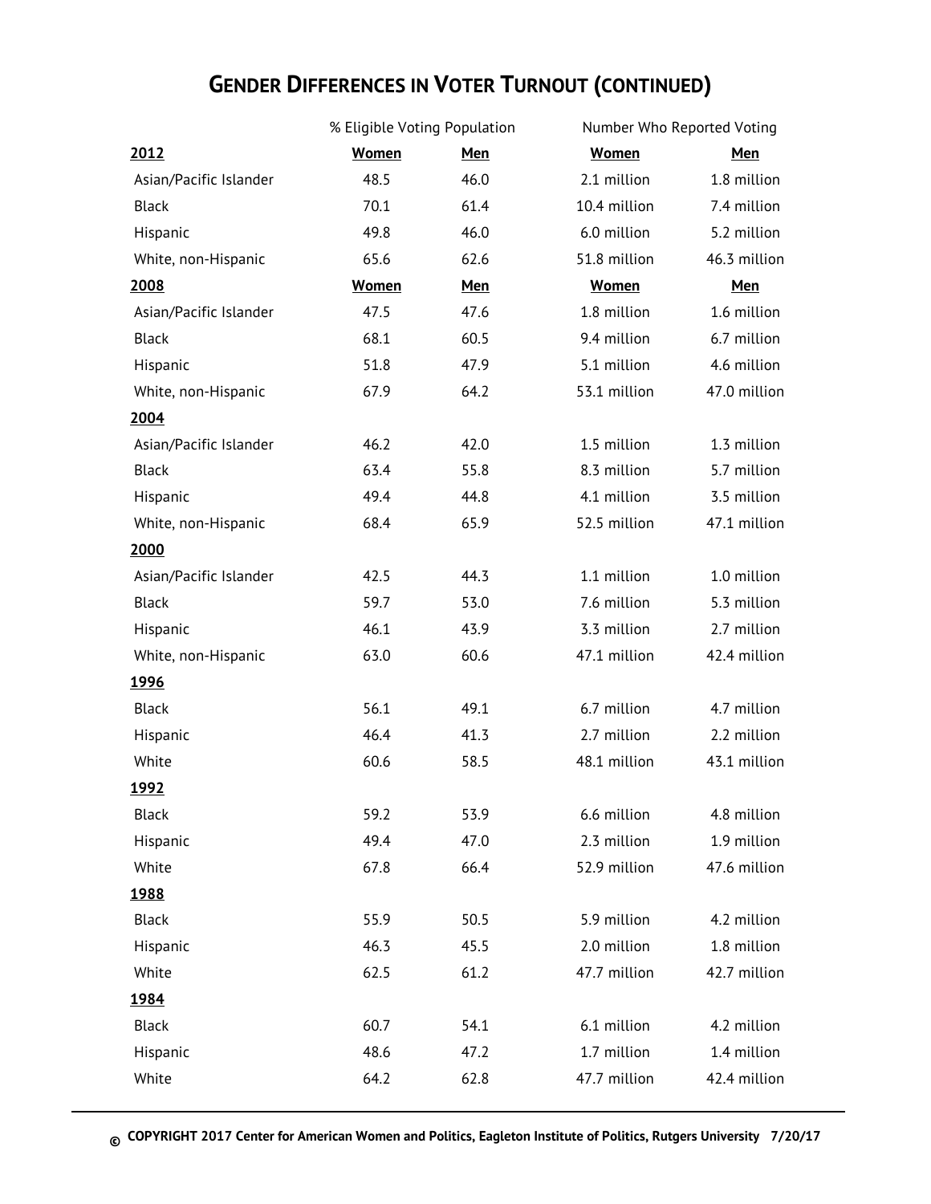# GENDER DIFFERENCES IN VOTER TURNOUT (CONTINUED)

| | % Eligible Voting Population | | Number Who Reported Voting | |
|---|---|---|---|---|
| **2012** | **Women** | **Men** | **Women** | **Men** |
| Asian/Pacific Islander | 48.5 | 46.0 | 2.1 million | 1.8 million |
| Black | 70.1 | 61.4 | 10.4 million | 7.4 million |
| Hispanic | 49.8 | 46.0 | 6.0 million | 5.2 million |
| White, non-Hispanic | 65.6 | 62.6 | 51.8 million | 46.3 million |
| **2008** | **Women** | **Men** | **Women** | **Men** |
| Asian/Pacific Islander | 47.5 | 47.6 | 1.8 million | 1.6 million |
| Black | 68.1 | 60.5 | 9.4 million | 6.7 million |
| Hispanic | 51.8 | 47.9 | 5.1 million | 4.6 million |
| White, non-Hispanic | 67.9 | 64.2 | 53.1 million | 47.0 million |
| **2004** | | | | |
| Asian/Pacific Islander | 46.2 | 42.0 | 1.5 million | 1.3 million |
| Black | 63.4 | 55.8 | 8.3 million | 5.7 million |
| Hispanic | 49.4 | 44.8 | 4.1 million | 3.5 million |
| White, non-Hispanic | 68.4 | 65.9 | 52.5 million | 47.1 million |
| **2000** | | | | |
| Asian/Pacific Islander | 42.5 | 44.3 | 1.1 million | 1.0 million |
| Black | 59.7 | 53.0 | 7.6 million | 5.3 million |
| Hispanic | 46.1 | 43.9 | 3.3 million | 2.7 million |
| White, non-Hispanic | 63.0 | 60.6 | 47.1 million | 42.4 million |
| **1996** | | | | |
| Black | 56.1 | 49.1 | 6.7 million | 4.7 million |
| Hispanic | 46.4 | 41.3 | 2.7 million | 2.2 million |
| White | 60.6 | 58.5 | 48.1 million | 43.1 million |
| **1992** | | | | |
| Black | 59.2 | 53.9 | 6.6 million | 4.8 million |
| Hispanic | 49.4 | 47.0 | 2.3 million | 1.9 million |
| White | 67.8 | 66.4 | 52.9 million | 47.6 million |
| **1988** | | | | |
| Black | 55.9 | 50.5 | 5.9 million | 4.2 million |
| Hispanic | 46.3 | 45.5 | 2.0 million | 1.8 million |
| White | 62.5 | 61.2 | 47.7 million | 42.7 million |
| **1984** | | | | |
| Black | 60.7 | 54.1 | 6.1 million | 4.2 million |
| Hispanic | 48.6 | 47.2 | 1.7 million | 1.4 million |
| White | 64.2 | 62.8 | 47.7 million | 42.4 million |

© COPYRIGHT 2017 Center for American Women and Politics, Eagleton Institute of Politics, Rutgers University 7/20/17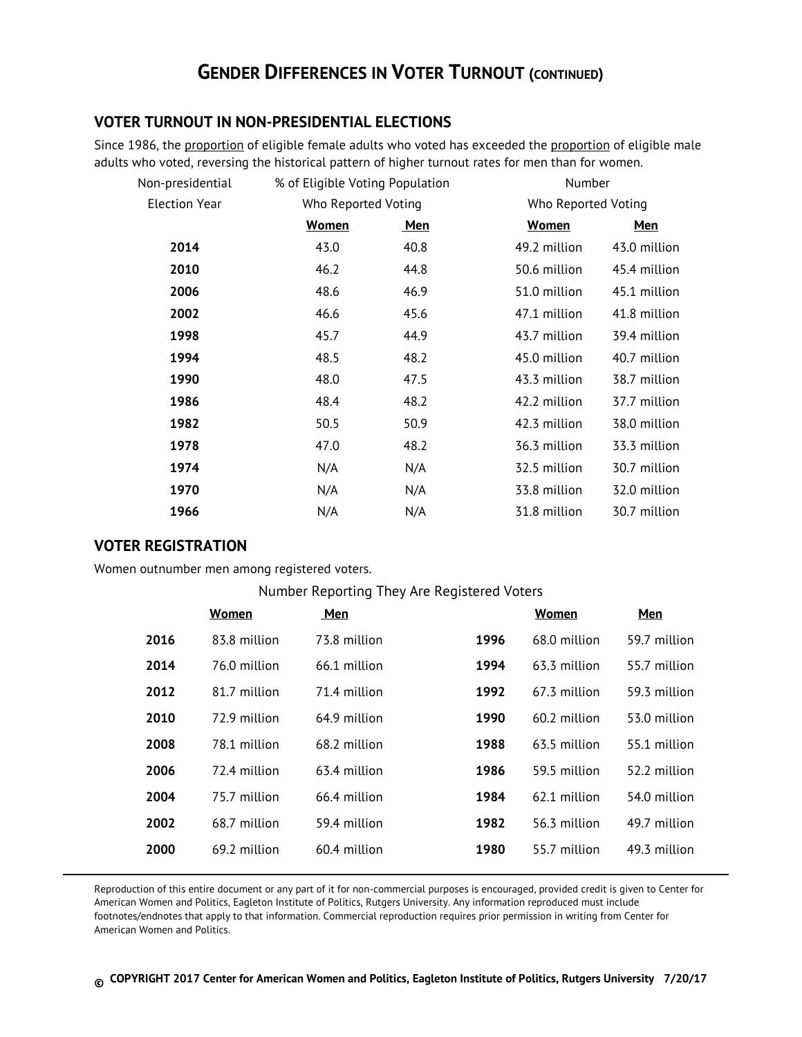# GENDER DIFFERENCES IN VOTER TURNOUT (CONTINUED)

## VOTER TURNOUT IN NON-PRESIDENTIAL ELECTIONS

Since 1986, the proportion of eligible female adults who voted has exceeded the proportion of eligible male adults who voted, reversing the historical pattern of higher turnout rates for men than for women.

| Non-presidential Election Year | % of Eligible Voting Population Who Reported Voting | | Number Who Reported Voting | |
|---|---|---|---|---|
| | **Women** | **Men** | **Women** | **Men** |
| **2014** | 43.0 | 40.8 | 49.2 million | 43.0 million |
| **2010** | 46.2 | 44.8 | 50.6 million | 45.4 million |
| **2006** | 48.6 | 46.9 | 51.0 million | 45.1 million |
| **2002** | 46.6 | 45.6 | 47.1 million | 41.8 million |
| **1998** | 45.7 | 44.9 | 43.7 million | 39.4 million |
| **1994** | 48.5 | 48.2 | 45.0 million | 40.7 million |
| **1990** | 48.0 | 47.5 | 43.3 million | 38.7 million |
| **1986** | 48.4 | 48.2 | 42.2 million | 37.7 million |
| **1982** | 50.5 | 50.9 | 42.3 million | 38.0 million |
| **1978** | 47.0 | 48.2 | 36.3 million | 33.3 million |
| **1974** | N/A | N/A | 32.5 million | 30.7 million |
| **1970** | N/A | N/A | 33.8 million | 32.0 million |
| **1966** | N/A | N/A | 31.8 million | 30.7 million |

## VOTER REGISTRATION

Women outnumber men among registered voters.

Number Reporting They Are Registered Voters

| | **Women** | **Men** | | **Women** | **Men** |
|---|---|---|---|---|---|
| **2016** | 83.8 million | 73.8 million | **1996** | 68.0 million | 59.7 million |
| **2014** | 76.0 million | 66.1 million | **1994** | 63.3 million | 55.7 million |
| **2012** | 81.7 million | 71.4 million | **1992** | 67.3 million | 59.3 million |
| **2010** | 72.9 million | 64.9 million | **1990** | 60.2 million | 53.0 million |
| **2008** | 78.1 million | 68.2 million | **1988** | 63.5 million | 55.1 million |
| **2006** | 72.4 million | 63.4 million | **1986** | 59.5 million | 52.2 million |
| **2004** | 75.7 million | 66.4 million | **1984** | 62.1 million | 54.0 million |
| **2002** | 68.7 million | 59.4 million | **1982** | 56.3 million | 49.7 million |
| **2000** | 69.2 million | 60.4 million | **1980** | 55.7 million | 49.3 million |

Reproduction of this entire document or any part of it for non-commercial purposes is encouraged, provided credit is given to Center for American Women and Politics, Eagleton Institute of Politics, Rutgers University. Any information reproduced must include footnotes/endnotes that apply to that information. Commercial reproduction requires prior permission in writing from Center for American Women and Politics.

**© COPYRIGHT 2017 Center for American Women and Politics, Eagleton Institute of Politics, Rutgers University 7/20/17**